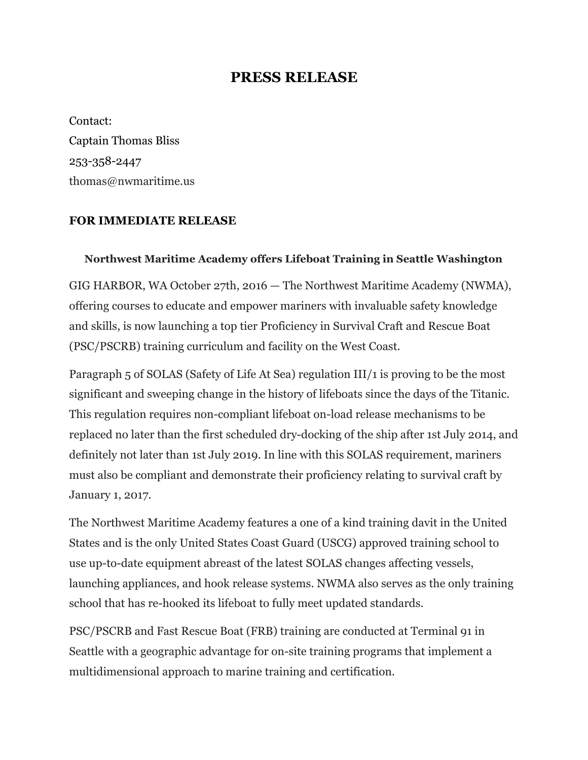# PRESS RELEASE

Contact:
Captain Thomas Bliss
253-358-2447
thomas@nwmaritime.us

**FOR IMMEDIATE RELEASE**

**Northwest Maritime Academy offers Lifeboat Training in Seattle Washington**

GIG HARBOR, WA October 27th, 2016 — The Northwest Maritime Academy (NWMA), offering courses to educate and empower mariners with invaluable safety knowledge and skills, is now launching a top tier Proficiency in Survival Craft and Rescue Boat (PSC/PSCRB) training curriculum and facility on the West Coast.

Paragraph 5 of SOLAS (Safety of Life At Sea) regulation III/1 is proving to be the most significant and sweeping change in the history of lifeboats since the days of the Titanic. This regulation requires non-compliant lifeboat on-load release mechanisms to be replaced no later than the first scheduled dry-docking of the ship after 1st July 2014, and definitely not later than 1st July 2019. In line with this SOLAS requirement, mariners must also be compliant and demonstrate their proficiency relating to survival craft by January 1, 2017.

The Northwest Maritime Academy features a one of a kind training davit in the United States and is the only United States Coast Guard (USCG) approved training school to use up-to-date equipment abreast of the latest SOLAS changes affecting vessels, launching appliances, and hook release systems. NWMA also serves as the only training school that has re-hooked its lifeboat to fully meet updated standards.

PSC/PSCRB and Fast Rescue Boat (FRB) training are conducted at Terminal 91 in Seattle with a geographic advantage for on-site training programs that implement a multidimensional approach to marine training and certification.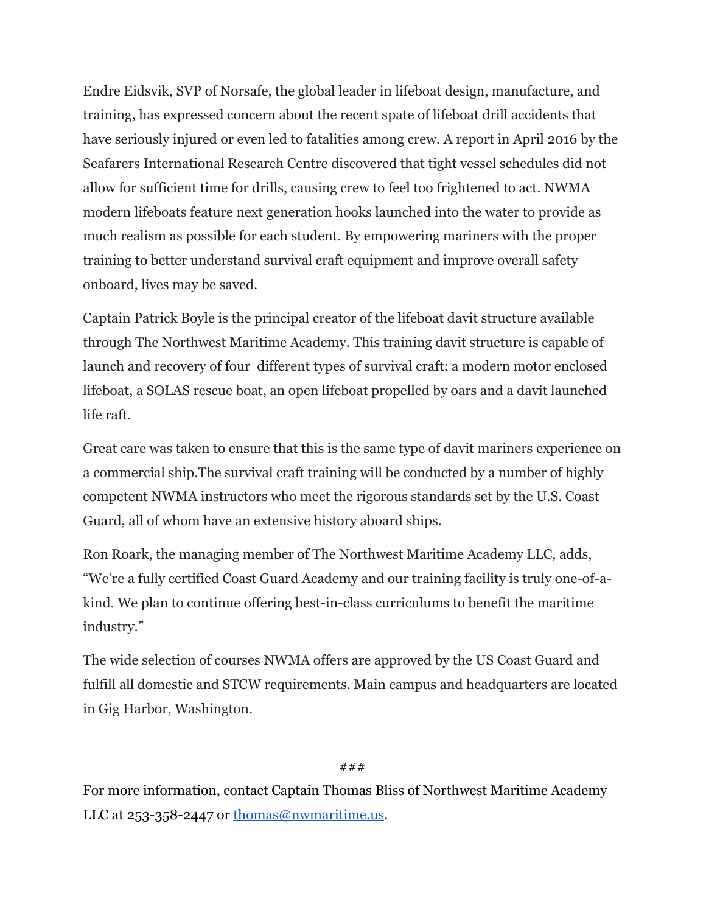Endre Eidsvik, SVP of Norsafe, the global leader in lifeboat design, manufacture, and training, has expressed concern about the recent spate of lifeboat drill accidents that have seriously injured or even led to fatalities among crew. A report in April 2016 by the Seafarers International Research Centre discovered that tight vessel schedules did not allow for sufficient time for drills, causing crew to feel too frightened to act. NWMA modern lifeboats feature next generation hooks launched into the water to provide as much realism as possible for each student. By empowering mariners with the proper training to better understand survival craft equipment and improve overall safety onboard, lives may be saved.

Captain Patrick Boyle is the principal creator of the lifeboat davit structure available through The Northwest Maritime Academy. This training davit structure is capable of launch and recovery of four different types of survival craft: a modern motor enclosed lifeboat, a SOLAS rescue boat, an open lifeboat propelled by oars and a davit launched life raft.

Great care was taken to ensure that this is the same type of davit mariners experience on a commercial ship.The survival craft training will be conducted by a number of highly competent NWMA instructors who meet the rigorous standards set by the U.S. Coast Guard, all of whom have an extensive history aboard ships.

Ron Roark, the managing member of The Northwest Maritime Academy LLC, adds, "We're a fully certified Coast Guard Academy and our training facility is truly one-of-a-kind. We plan to continue offering best-in-class curriculums to benefit the maritime industry."

The wide selection of courses NWMA offers are approved by the US Coast Guard and fulfill all domestic and STCW requirements. Main campus and headquarters are located in Gig Harbor, Washington.

###

For more information, contact Captain Thomas Bliss of Northwest Maritime Academy LLC at 253-358-2447 or [thomas@nwmaritime.us](mailto:thomas@nwmaritime.us).